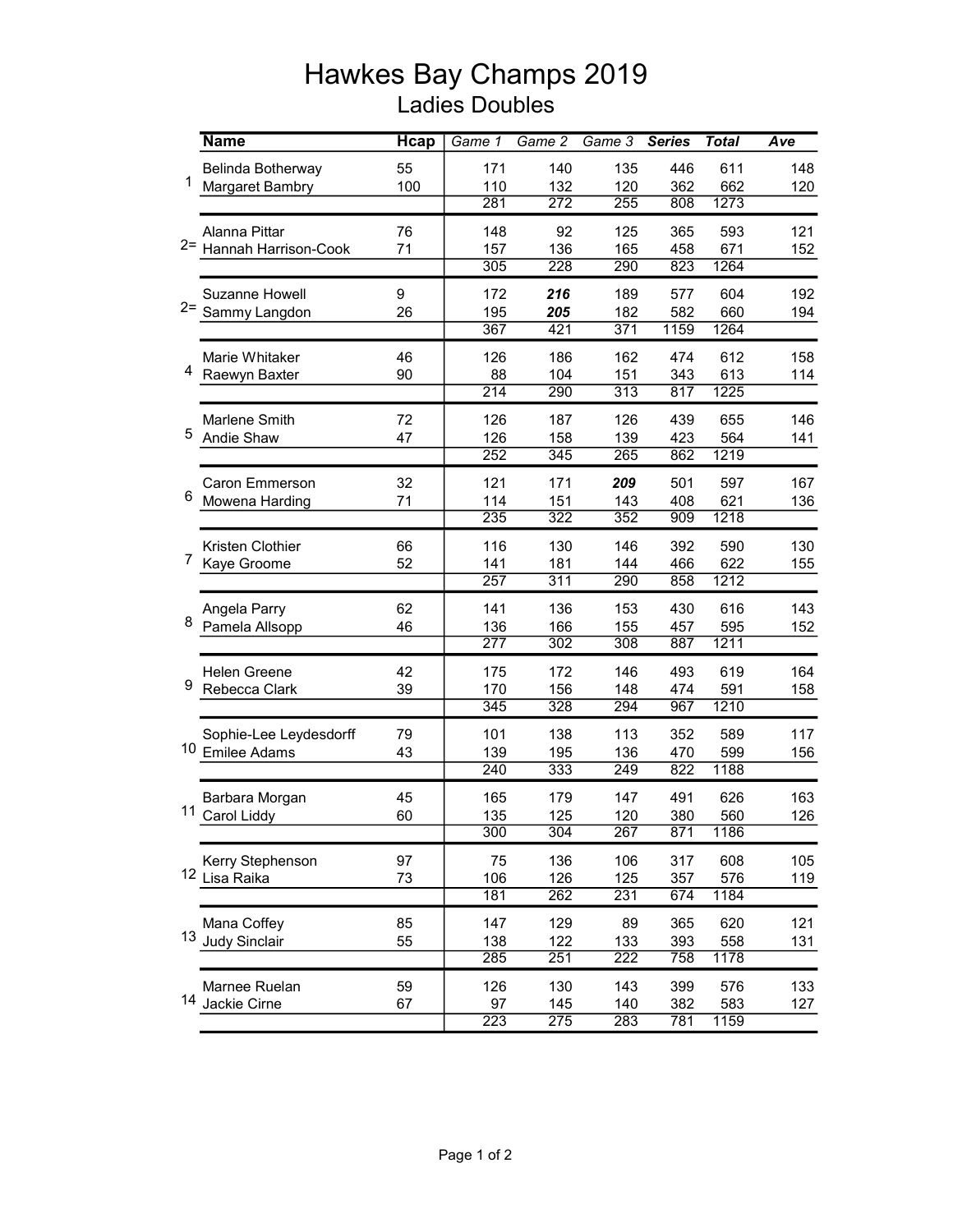# Hawkes Bay Champs 2019

## Ladies Doubles

| | Name | Hcap | Game 1 | Game 2 | Game 3 | Series | Total | Ave |
|---|---|---|---|---|---|---|---|---|
| 1 | Belinda Botherway | 55 | 171 | 140 | 135 | 446 | 611 | 148 |
| | Margaret Bambry | 100 | 110 | 132 | 120 | 362 | 662 | 120 |
| | | | 281 | 272 | 255 | 808 | 1273 | |
| 2= | Alanna Pittar | 76 | 148 | 92 | 125 | 365 | 593 | 121 |
| | Hannah Harrison-Cook | 71 | 157 | 136 | 165 | 458 | 671 | 152 |
| | | | 305 | 228 | 290 | 823 | 1264 | |
| 2= | Suzanne Howell | 9 | 172 | ***216*** | 189 | 577 | 604 | 192 |
| | Sammy Langdon | 26 | 195 | ***205*** | 182 | 582 | 660 | 194 |
| | | | 367 | 421 | 371 | 1159 | 1264 | |
| 4 | Marie Whitaker | 46 | 126 | 186 | 162 | 474 | 612 | 158 |
| | Raewyn Baxter | 90 | 88 | 104 | 151 | 343 | 613 | 114 |
| | | | 214 | 290 | 313 | 817 | 1225 | |
| 5 | Marlene Smith | 72 | 126 | 187 | 126 | 439 | 655 | 146 |
| | Andie Shaw | 47 | 126 | 158 | 139 | 423 | 564 | 141 |
| | | | 252 | 345 | 265 | 862 | 1219 | |
| 6 | Caron Emmerson | 32 | 121 | 171 | ***209*** | 501 | 597 | 167 |
| | Mowena Harding | 71 | 114 | 151 | 143 | 408 | 621 | 136 |
| | | | 235 | 322 | 352 | 909 | 1218 | |
| 7 | Kristen Clothier | 66 | 116 | 130 | 146 | 392 | 590 | 130 |
| | Kaye Groome | 52 | 141 | 181 | 144 | 466 | 622 | 155 |
| | | | 257 | 311 | 290 | 858 | 1212 | |
| 8 | Angela Parry | 62 | 141 | 136 | 153 | 430 | 616 | 143 |
| | Pamela Allsopp | 46 | 136 | 166 | 155 | 457 | 595 | 152 |
| | | | 277 | 302 | 308 | 887 | 1211 | |
| 9 | Helen Greene | 42 | 175 | 172 | 146 | 493 | 619 | 164 |
| | Rebecca Clark | 39 | 170 | 156 | 148 | 474 | 591 | 158 |
| | | | 345 | 328 | 294 | 967 | 1210 | |
| 10 | Sophie-Lee Leydesdorff | 79 | 101 | 138 | 113 | 352 | 589 | 117 |
| | Emilee Adams | 43 | 139 | 195 | 136 | 470 | 599 | 156 |
| | | | 240 | 333 | 249 | 822 | 1188 | |
| 11 | Barbara Morgan | 45 | 165 | 179 | 147 | 491 | 626 | 163 |
| | Carol Liddy | 60 | 135 | 125 | 120 | 380 | 560 | 126 |
| | | | 300 | 304 | 267 | 871 | 1186 | |
| 12 | Kerry Stephenson | 97 | 75 | 136 | 106 | 317 | 608 | 105 |
| | Lisa Raika | 73 | 106 | 126 | 125 | 357 | 576 | 119 |
| | | | 181 | 262 | 231 | 674 | 1184 | |
| 13 | Mana Coffey | 85 | 147 | 129 | 89 | 365 | 620 | 121 |
| | Judy Sinclair | 55 | 138 | 122 | 133 | 393 | 558 | 131 |
| | | | 285 | 251 | 222 | 758 | 1178 | |
| 14 | Marnee Ruelan | 59 | 126 | 130 | 143 | 399 | 576 | 133 |
| | Jackie Cirne | 67 | 97 | 145 | 140 | 382 | 583 | 127 |
| | | | 223 | 275 | 283 | 781 | 1159 | |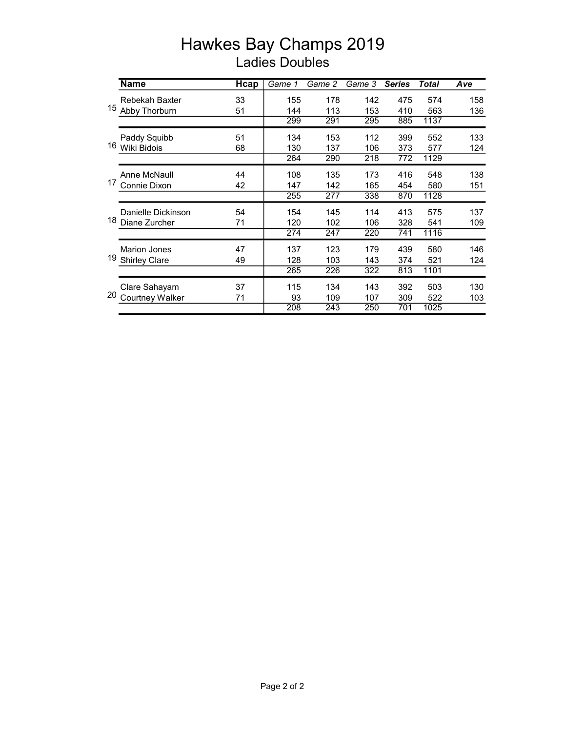# Hawkes Bay Champs 2019

## Ladies Doubles

| | Name | Hcap | Game 1 | Game 2 | Game 3 | Series | Total | Ave |
|---|---|---|---|---|---|---|---|---|
| 15 | Rebekah Baxter | 33 | 155 | 178 | 142 | 475 | 574 | 158 |
| | Abby Thorburn | 51 | 144 | 113 | 153 | 410 | 563 | 136 |
| | | | 299 | 291 | 295 | 885 | 1137 | |
| 16 | Paddy Squibb | 51 | 134 | 153 | 112 | 399 | 552 | 133 |
| | Wiki Bidois | 68 | 130 | 137 | 106 | 373 | 577 | 124 |
| | | | 264 | 290 | 218 | 772 | 1129 | |
| 17 | Anne McNaull | 44 | 108 | 135 | 173 | 416 | 548 | 138 |
| | Connie Dixon | 42 | 147 | 142 | 165 | 454 | 580 | 151 |
| | | | 255 | 277 | 338 | 870 | 1128 | |
| 18 | Danielle Dickinson | 54 | 154 | 145 | 114 | 413 | 575 | 137 |
| | Diane Zurcher | 71 | 120 | 102 | 106 | 328 | 541 | 109 |
| | | | 274 | 247 | 220 | 741 | 1116 | |
| 19 | Marion Jones | 47 | 137 | 123 | 179 | 439 | 580 | 146 |
| | Shirley Clare | 49 | 128 | 103 | 143 | 374 | 521 | 124 |
| | | | 265 | 226 | 322 | 813 | 1101 | |
| 20 | Clare Sahayam | 37 | 115 | 134 | 143 | 392 | 503 | 130 |
| | Courtney Walker | 71 | 93 | 109 | 107 | 309 | 522 | 103 |
| | | | 208 | 243 | 250 | 701 | 1025 | |